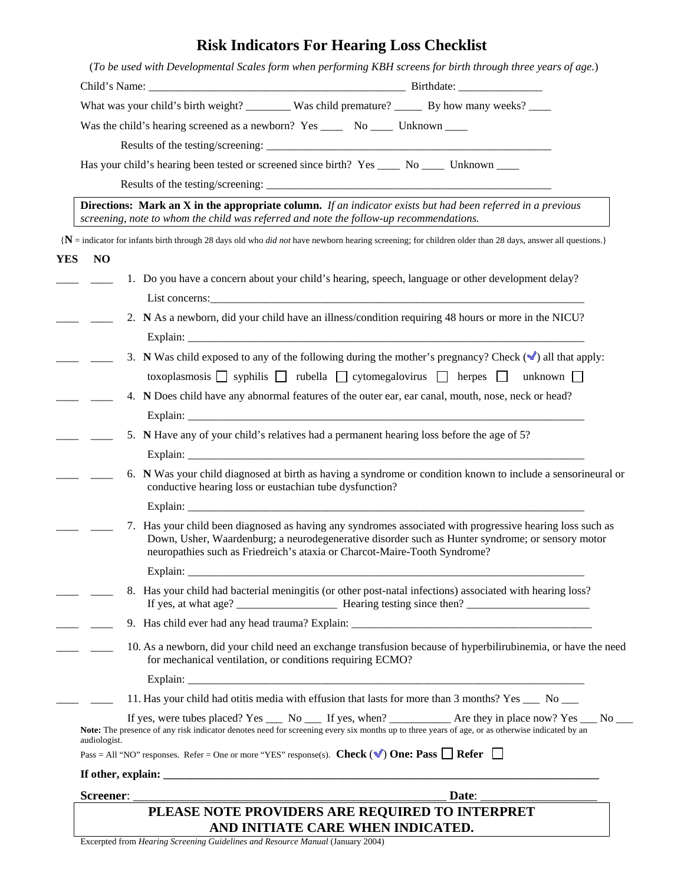# Risk Indicators For Hearing Loss Checklist

(*To be used with Developmental Scales form when performing KBH screens for birth through three years of age.*)

Child's Name: _____________________________________________ Birthdate: _______________

What was your child's birth weight? ________ Was child premature? _____ By how many weeks? ____

Was the child's hearing screened as a newborn? Yes ____ No ____ Unknown ____

Results of the testing/screening: ____________________________________________________

Has your child's hearing been tested or screened since birth? Yes ____ No ____ Unknown ____

Results of the testing/screening: ____________________________________________________

**Directions: Mark an X in the appropriate column.** *If an indicator exists but had been referred in a previous screening, note to whom the child was referred and note the follow-up recommendations.*

{**N** = indicator for infants birth through 28 days old who *did not* have newborn hearing screening; for children older than 28 days, answer all questions.}

**YES NO**

____ ____ 1. Do you have a concern about your child's hearing, speech, language or other development delay?

List concerns:_______________________________________________________________________

____ ____ 2. **N** As a newborn, did your child have an illness/condition requiring 48 hours or more in the NICU?

Explain: ____________________________________________________________________________

____ ____ 3. **N** Was child exposed to any of the following during the mother's pregnancy? Check (✓) all that apply:

toxoplasmosis ☐ syphilis ☐ rubella ☐ cytomegalovirus ☐ herpes ☐ unknown ☐

____ ____ 4. **N** Does child have any abnormal features of the outer ear, ear canal, mouth, nose, neck or head?

Explain: ____________________________________________________________________________

____ ____ 5. **N** Have any of your child's relatives had a permanent hearing loss before the age of 5?

Explain: ____________________________________________________________________________

____ ____ 6. **N** Was your child diagnosed at birth as having a syndrome or condition known to include a sensorineural or conductive hearing loss or eustachian tube dysfunction?

Explain: ____________________________________________________________________________

____ ____ 7. Has your child been diagnosed as having any syndromes associated with progressive hearing loss such as Down, Usher, Waardenburg; a neurodegenerative disorder such as Hunter syndrome; or sensory motor neuropathies such as Friedreich's ataxia or Charcot-Maire-Tooth Syndrome?

Explain: ____________________________________________________________________________

____ ____ 8. Has your child had bacterial meningitis (or other post-natal infections) associated with hearing loss? If yes, at what age? __________________ Hearing testing since then? ______________________

____ ____ 9. Has child ever had any head trauma? Explain: ____________________________________________

____ ____ 10. As a newborn, did your child need an exchange transfusion because of hyperbilirubinemia, or have the need for mechanical ventilation, or conditions requiring ECMO?

Explain: ____________________________________________________________________________

____ ____ 11. Has your child had otitis media with effusion that lasts for more than 3 months? Yes ___ No ___

If yes, were tubes placed? Yes ___ No ___ If yes, when? ___________ Are they in place now? Yes ___ No ___

**Note:** The presence of any risk indicator denotes need for screening every six months up to three years of age, or as otherwise indicated by an audiologist.

Pass = All "NO" responses. Refer = One or more "YES" response(s). **Check (✓) One: Pass** ☐ **Refer** ☐

**If other, explain: ___________________________________________________________________________**

**Screener**: ______________________________________________________ **Date**: ____________________

**PLEASE NOTE PROVIDERS ARE REQUIRED TO INTERPRET AND INITIATE CARE WHEN INDICATED.**

Excerpted from *Hearing Screening Guidelines and Resource Manual* (January 2004)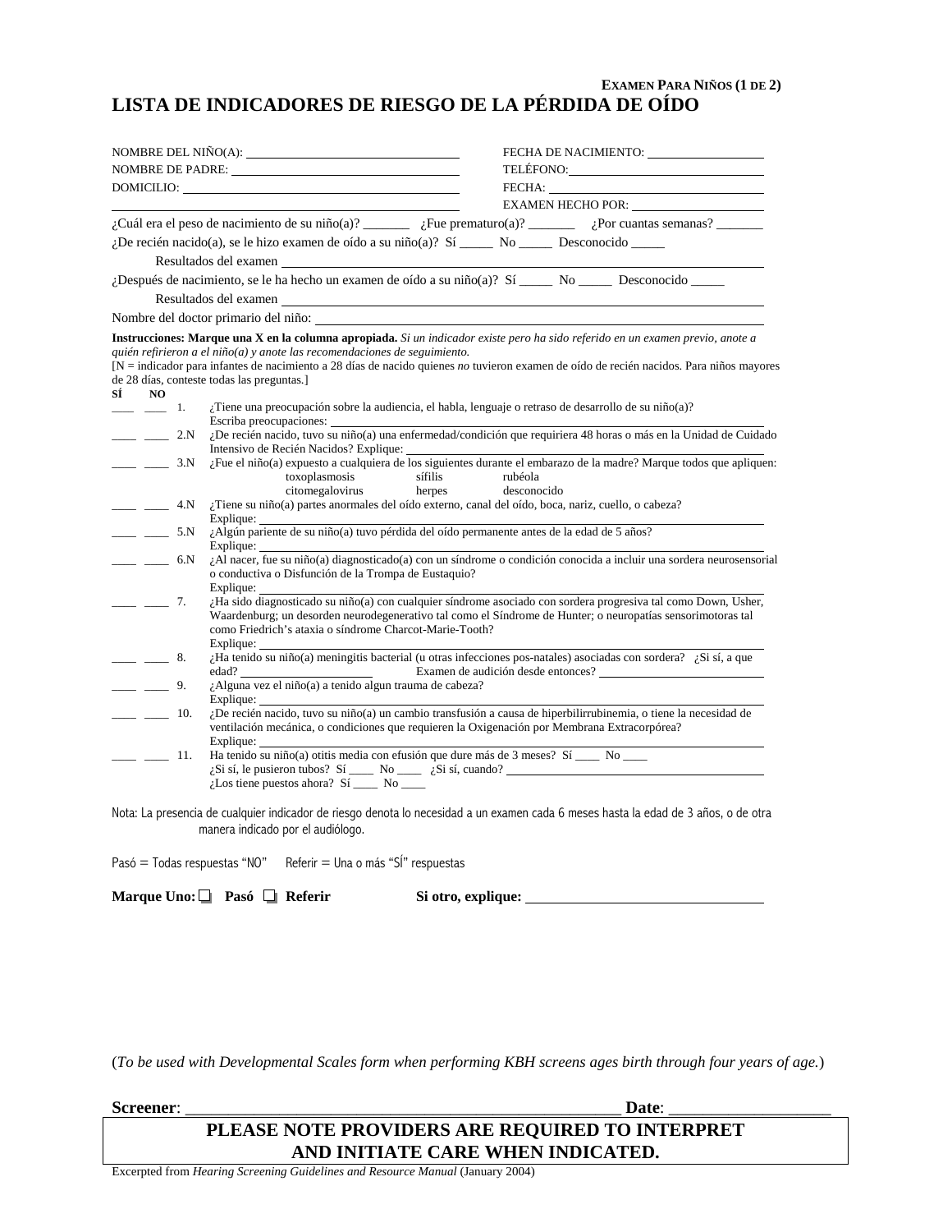EXAMEN PARA NIÑOS (1 DE 2)

# LISTA DE INDICADORES DE RIESGO DE LA PÉRDIDA DE OÍDO

NOMBRE DEL NIÑO(A): ______________________ FECHA DE NACIMIENTO: ______________

NOMBRE DE PADRE: ______________________ TELÉFONO: ______________

DOMICILIO: ______________________ FECHA: ______________

______________________ EXAMEN HECHO POR: ______________

¿Cuál era el peso de nacimiento de su niño(a)? _______ ¿Fue prematuro(a)? _______ ¿Por cuantas semanas? _______

¿De recién nacido(a), se le hizo examen de oído a su niño(a)? Sí _____ No _____ Desconocido _____

Resultados del examen ______________________

¿Después de nacimiento, se le ha hecho un examen de oído a su niño(a)? Sí _____ No _____ Desconocido _____

Resultados del examen ______________________

Nombre del doctor primario del niño: ______________________

**Instrucciones: Marque una X en la columna apropiada.** *Si un indicador existe pero ha sido referido en un examen previo, anote a quién refirieron a el niño(a) y anote las recomendaciones de seguimiento.*

[N = indicador para infantes de nacimiento a 28 días de nacido quienes *no* tuvieron examen de oído de recién nacidos. Para niños mayores de 28 días, conteste todas las preguntas.]

**SÍ NO**

____ ____ 1. ¿Tiene una preocupación sobre la audiencia, el habla, lenguaje o retraso de desarrollo de su niño(a)?
Escriba preocupaciones: ______________________

____ ____ 2.N ¿De recién nacido, tuvo su niño(a) una enfermedad/condición que requiriera 48 horas o más en la Unidad de Cuidado Intensivo de Recién Nacidos? Explique: ______________________

____ ____ 3.N ¿Fue el niño(a) expuesto a cualquiera de los siguientes durante el embarazo de la madre? Marque todos que apliquen:
toxoplasmosis sífilis rubéola
citomegalovirus herpes desconocido

____ ____ 4.N ¿Tiene su niño(a) partes anormales del oído externo, canal del oído, boca, nariz, cuello, o cabeza?
Explique: ______________________

____ ____ 5.N ¿Algún pariente de su niño(a) tuvo pérdida del oído permanente antes de la edad de 5 años?
Explique: ______________________

____ ____ 6.N ¿Al nacer, fue su niño(a) diagnosticado(a) con un síndrome o condición conocida a incluir una sordera neurosensorial o conductiva o Disfunción de la Trompa de Eustaquio?
Explique: ______________________

____ ____ 7. ¿Ha sido diagnosticado su niño(a) con cualquier síndrome asociado con sordera progresiva tal como Down, Usher, Waardenburg; un desorden neurodegenerativo tal como el Síndrome de Hunter; o neuropatías sensorimotoras tal como Friedrich's ataxia o síndrome Charcot-Marie-Tooth?
Explique: ______________________

____ ____ 8. ¿Ha tenido su niño(a) meningitis bacterial (u otras infecciones pos-natales) asociadas con sordera? ¿Si sí, a que edad? ______________ Examen de audición desde entonces? ______________

____ ____ 9. ¿Alguna vez el niño(a) a tenido algun trauma de cabeza?
Explique: ______________________

____ ____ 10. ¿De recién nacido, tuvo su niño(a) un cambio transfusión a causa de hiperbilirrubinemia, o tiene la necesidad de ventilación mecánica, o condiciones que requieren la Oxigenación por Membrana Extracorpórea?
Explique: ______________________

____ ____ 11. Ha tenido su niño(a) otitis media con efusión que dure más de 3 meses? Sí ____ No ____
¿Si sí, le pusieron tubos? Sí ____ No ____ ¿Si sí, cuando? ______________________
¿Los tiene puestos ahora? Sí ____ No ____

Nota: La presencia de cualquier indicador de riesgo denota lo necesidad a un examen cada 6 meses hasta la edad de 3 años, o de otra manera indicado por el audiólogo.

Pasó = Todas respuestas "NO" Referir = Una o más "SÍ" respuestas

**Marque Uno:** ☐ **Pasó** ☐ **Referir** **Si otro, explique:** ______________________

(*To be used with Developmental Scales form when performing KBH screens ages birth through four years of age.*)

**Screener**: ______________________ **Date**: ______________

**PLEASE NOTE PROVIDERS ARE REQUIRED TO INTERPRET AND INITIATE CARE WHEN INDICATED.**

Excerpted from *Hearing Screening Guidelines and Resource Manual* (January 2004)